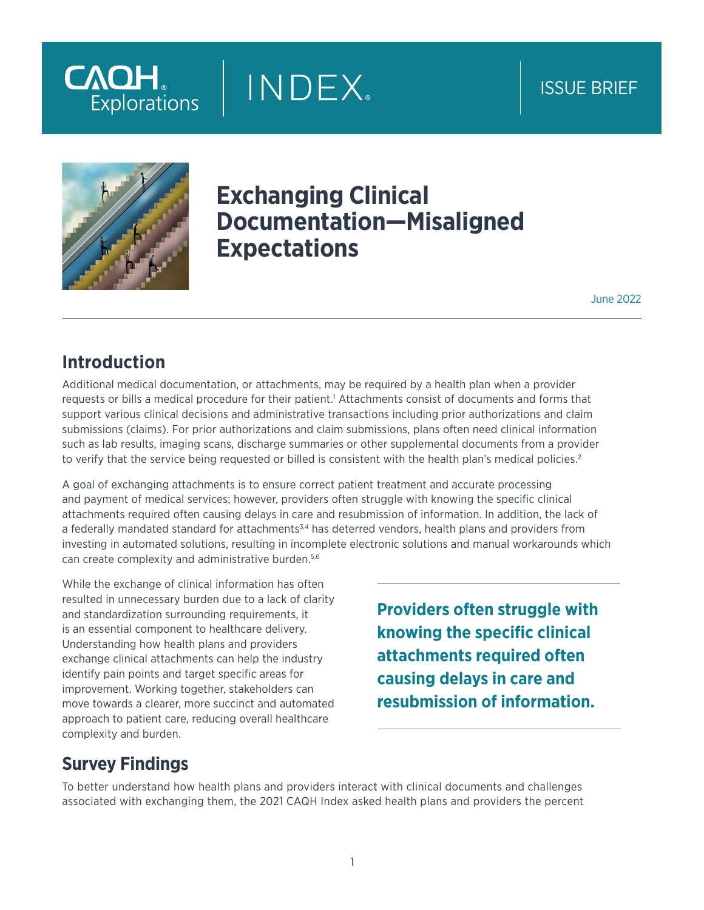CAQH Explorations | INDEX | ISSUE BRIEF

# Exchanging Clinical Documentation—Misaligned Expectations

June 2022

## Introduction

Additional medical documentation, or attachments, may be required by a health plan when a provider requests or bills a medical procedure for their patient.[1] Attachments consist of documents and forms that support various clinical decisions and administrative transactions including prior authorizations and claim submissions (claims). For prior authorizations and claim submissions, plans often need clinical information such as lab results, imaging scans, discharge summaries or other supplemental documents from a provider to verify that the service being requested or billed is consistent with the health plan's medical policies.[2]

A goal of exchanging attachments is to ensure correct patient treatment and accurate processing and payment of medical services; however, providers often struggle with knowing the specific clinical attachments required often causing delays in care and resubmission of information. In addition, the lack of a federally mandated standard for attachments[3,4] has deterred vendors, health plans and providers from investing in automated solutions, resulting in incomplete electronic solutions and manual workarounds which can create complexity and administrative burden.[5,6]

While the exchange of clinical information has often resulted in unnecessary burden due to a lack of clarity and standardization surrounding requirements, it is an essential component to healthcare delivery. Understanding how health plans and providers exchange clinical attachments can help the industry identify pain points and target specific areas for improvement. Working together, stakeholders can move towards a clearer, more succinct and automated approach to patient care, reducing overall healthcare complexity and burden.

**Providers often struggle with knowing the specific clinical attachments required often causing delays in care and resubmission of information.**

## Survey Findings

To better understand how health plans and providers interact with clinical documents and challenges associated with exchanging them, the 2021 CAQH Index asked health plans and providers the percent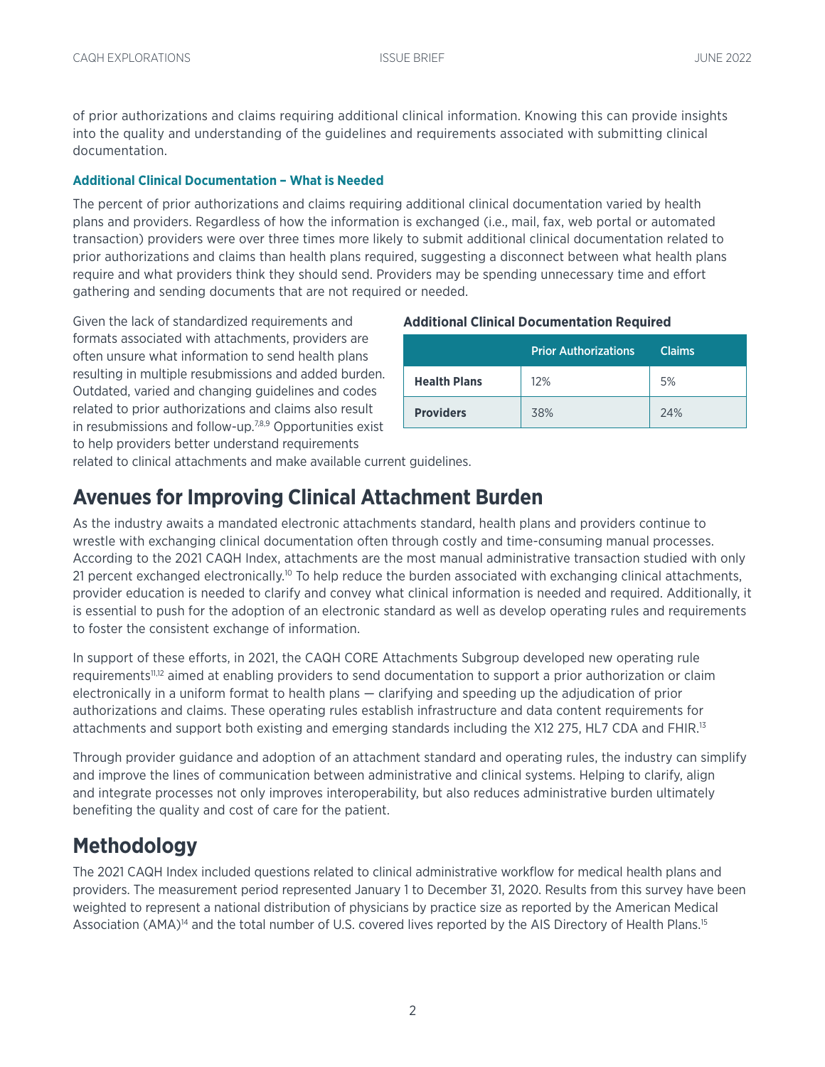of prior authorizations and claims requiring additional clinical information. Knowing this can provide insights into the quality and understanding of the guidelines and requirements associated with submitting clinical documentation.

### Additional Clinical Documentation – What is Needed

The percent of prior authorizations and claims requiring additional clinical documentation varied by health plans and providers. Regardless of how the information is exchanged (i.e., mail, fax, web portal or automated transaction) providers were over three times more likely to submit additional clinical documentation related to prior authorizations and claims than health plans required, suggesting a disconnect between what health plans require and what providers think they should send. Providers may be spending unnecessary time and effort gathering and sending documents that are not required or needed.

Given the lack of standardized requirements and formats associated with attachments, providers are often unsure what information to send health plans resulting in multiple resubmissions and added burden. Outdated, varied and changing guidelines and codes related to prior authorizations and claims also result in resubmissions and follow-up.[7,8,9] Opportunities exist to help providers better understand requirements related to clinical attachments and make available current guidelines.

**Additional Clinical Documentation Required**

| | Prior Authorizations | Claims |
|---|---|---|
| **Health Plans** | 12% | 5% |
| **Providers** | 38% | 24% |

## Avenues for Improving Clinical Attachment Burden

As the industry awaits a mandated electronic attachments standard, health plans and providers continue to wrestle with exchanging clinical documentation often through costly and time-consuming manual processes. According to the 2021 CAQH Index, attachments are the most manual administrative transaction studied with only 21 percent exchanged electronically.[10] To help reduce the burden associated with exchanging clinical attachments, provider education is needed to clarify and convey what clinical information is needed and required. Additionally, it is essential to push for the adoption of an electronic standard as well as develop operating rules and requirements to foster the consistent exchange of information.

In support of these efforts, in 2021, the CAQH CORE Attachments Subgroup developed new operating rule requirements[11,12] aimed at enabling providers to send documentation to support a prior authorization or claim electronically in a uniform format to health plans — clarifying and speeding up the adjudication of prior authorizations and claims. These operating rules establish infrastructure and data content requirements for attachments and support both existing and emerging standards including the X12 275, HL7 CDA and FHIR.[13]

Through provider guidance and adoption of an attachment standard and operating rules, the industry can simplify and improve the lines of communication between administrative and clinical systems. Helping to clarify, align and integrate processes not only improves interoperability, but also reduces administrative burden ultimately benefiting the quality and cost of care for the patient.

## Methodology

The 2021 CAQH Index included questions related to clinical administrative workflow for medical health plans and providers. The measurement period represented January 1 to December 31, 2020. Results from this survey have been weighted to represent a national distribution of physicians by practice size as reported by the American Medical Association (AMA)[14] and the total number of U.S. covered lives reported by the AIS Directory of Health Plans.[15]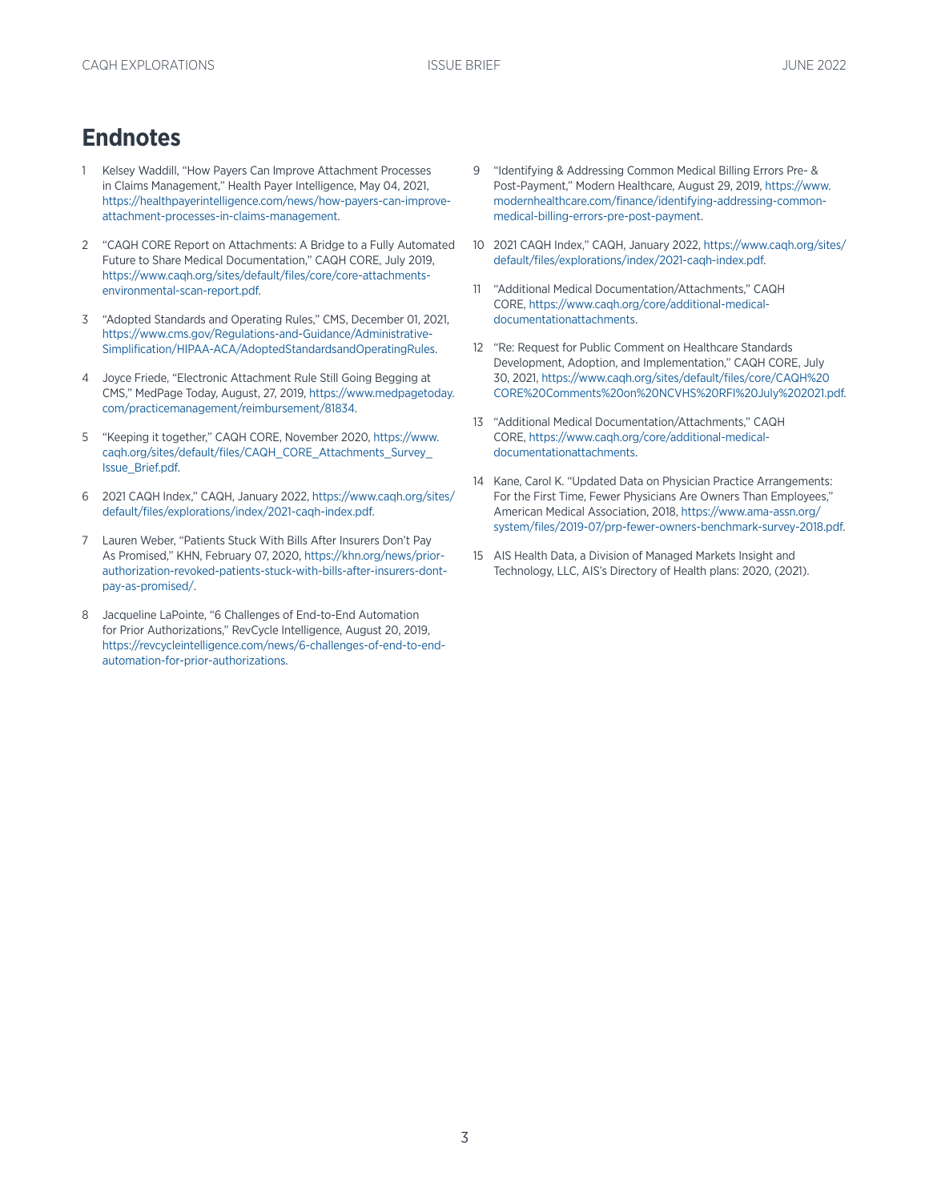# Endnotes

1. Kelsey Waddill, "How Payers Can Improve Attachment Processes in Claims Management," Health Payer Intelligence, May 04, 2021, https://healthpayerintelligence.com/news/how-payers-can-improve-attachment-processes-in-claims-management.

2. "CAQH CORE Report on Attachments: A Bridge to a Fully Automated Future to Share Medical Documentation," CAQH CORE, July 2019, https://www.caqh.org/sites/default/files/core/core-attachments-environmental-scan-report.pdf.

3. "Adopted Standards and Operating Rules," CMS, December 01, 2021, https://www.cms.gov/Regulations-and-Guidance/Administrative-Simplification/HIPAA-ACA/AdoptedStandardsandOperatingRules.

4. Joyce Friede, "Electronic Attachment Rule Still Going Begging at CMS," MedPage Today, August, 27, 2019, https://www.medpagetoday.com/practicemanagement/reimbursement/81834.

5. "Keeping it together," CAQH CORE, November 2020, https://www.caqh.org/sites/default/files/CAQH_CORE_Attachments_Survey_Issue_Brief.pdf.

6. 2021 CAQH Index," CAQH, January 2022, https://www.caqh.org/sites/default/files/explorations/index/2021-caqh-index.pdf.

7. Lauren Weber, "Patients Stuck With Bills After Insurers Don't Pay As Promised," KHN, February 07, 2020, https://khn.org/news/prior-authorization-revoked-patients-stuck-with-bills-after-insurers-dont-pay-as-promised/.

8. Jacqueline LaPointe, "6 Challenges of End-to-End Automation for Prior Authorizations," RevCycle Intelligence, August 20, 2019, https://revcycleintelligence.com/news/6-challenges-of-end-to-end-automation-for-prior-authorizations.

9. "Identifying & Addressing Common Medical Billing Errors Pre- & Post-Payment," Modern Healthcare, August 29, 2019, https://www.modernhealthcare.com/finance/identifying-addressing-common-medical-billing-errors-pre-post-payment.

10. 2021 CAQH Index," CAQH, January 2022, https://www.caqh.org/sites/default/files/explorations/index/2021-caqh-index.pdf.

11. "Additional Medical Documentation/Attachments," CAQH CORE, https://www.caqh.org/core/additional-medical-documentationattachments.

12. "Re: Request for Public Comment on Healthcare Standards Development, Adoption, and Implementation," CAQH CORE, July 30, 2021, https://www.caqh.org/sites/default/files/core/CAQH%20CORE%20Comments%20on%20NCVHS%20RFI%20July%202021.pdf.

13. "Additional Medical Documentation/Attachments," CAQH CORE, https://www.caqh.org/core/additional-medical-documentationattachments.

14. Kane, Carol K. "Updated Data on Physician Practice Arrangements: For the First Time, Fewer Physicians Are Owners Than Employees," American Medical Association, 2018, https://www.ama-assn.org/system/files/2019-07/prp-fewer-owners-benchmark-survey-2018.pdf.

15. AIS Health Data, a Division of Managed Markets Insight and Technology, LLC, AIS's Directory of Health plans: 2020, (2021).